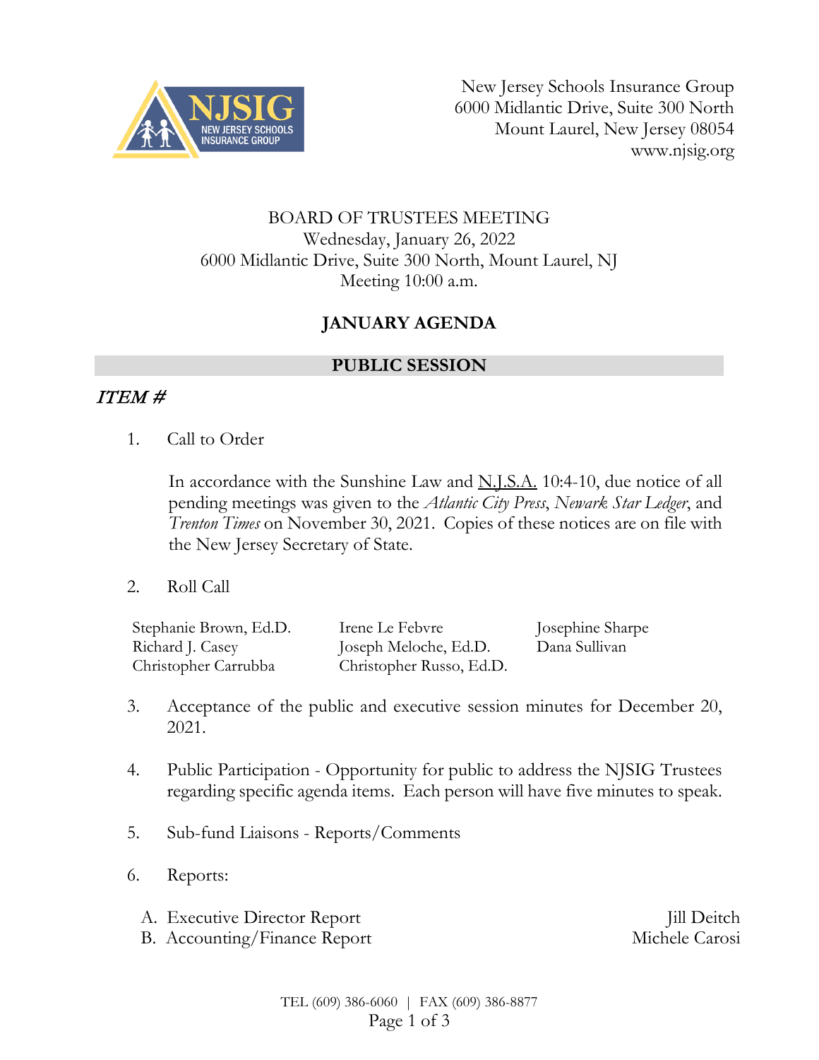New Jersey Schools Insurance Group
6000 Midlantic Drive, Suite 300 North
Mount Laurel, New Jersey 08054
www.njsig.org

BOARD OF TRUSTEES MEETING
Wednesday, January 26, 2022
6000 Midlantic Drive, Suite 300 North, Mount Laurel, NJ
Meeting 10:00 a.m.

# JANUARY AGENDA

## PUBLIC SESSION

### *ITEM #*

1. Call to Order

   In accordance with the Sunshine Law and N.J.S.A. 10:4-10, due notice of all pending meetings was given to the *Atlantic City Press*, *Newark Star Ledger*, and *Trenton Times* on November 30, 2021. Copies of these notices are on file with the New Jersey Secretary of State.

2. Roll Call

| | | |
|---|---|---|
| Stephanie Brown, Ed.D. | Irene Le Febvre | Josephine Sharpe |
| Richard J. Casey | Joseph Meloche, Ed.D. | Dana Sullivan |
| Christopher Carrubba | Christopher Russo, Ed.D. | |

3. Acceptance of the public and executive session minutes for December 20, 2021.

4. Public Participation - Opportunity for public to address the NJSIG Trustees regarding specific agenda items. Each person will have five minutes to speak.

5. Sub-fund Liaisons - Reports/Comments

6. Reports:

   A. Executive Director Report — Jill Deitch
   B. Accounting/Finance Report — Michele Carosi

TEL (609) 386-6060 | FAX (609) 386-8877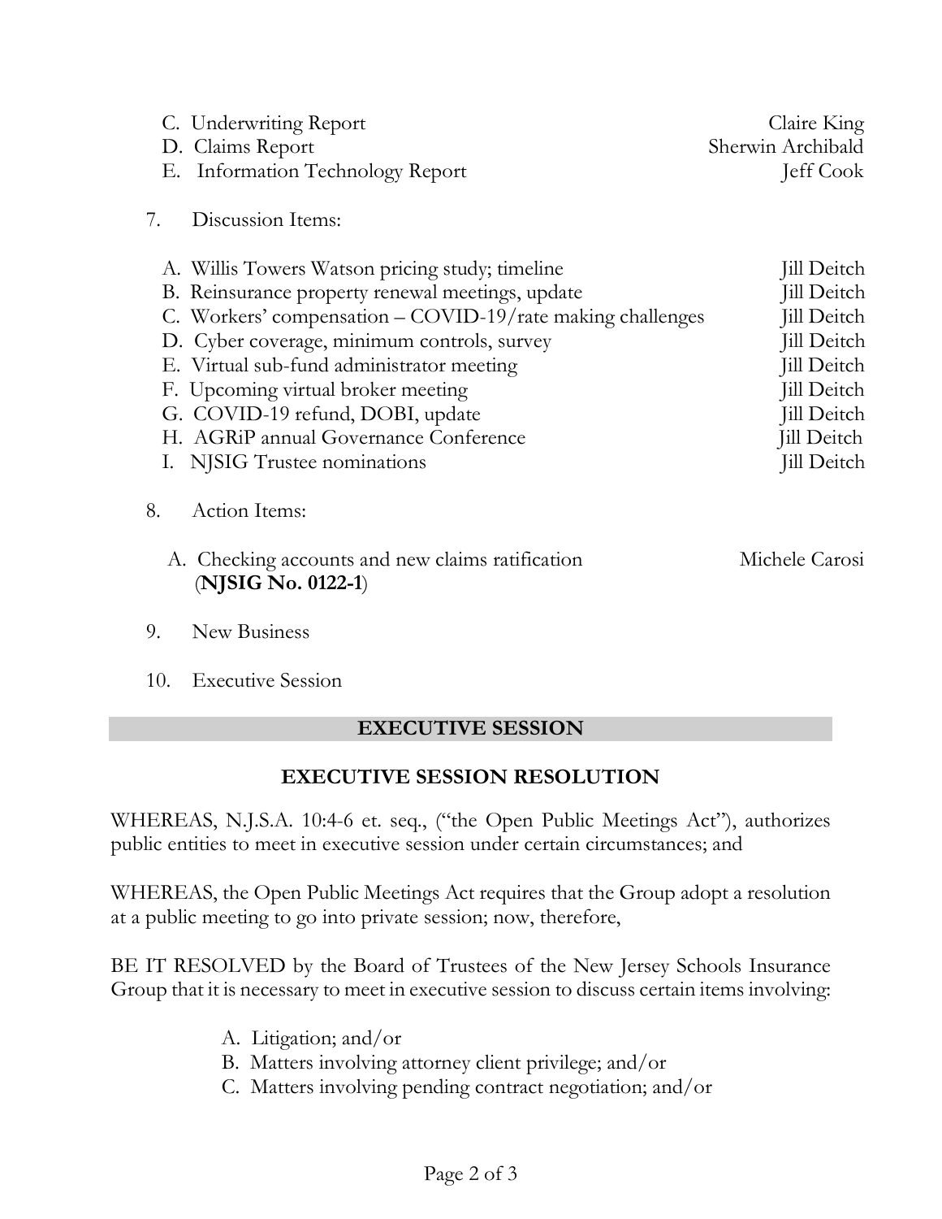C. Underwriting Report — Claire King
D. Claims Report — Sherwin Archibald
E. Information Technology Report — Jeff Cook

7. Discussion Items:

A. Willis Towers Watson pricing study; timeline — Jill Deitch
B. Reinsurance property renewal meetings, update — Jill Deitch
C. Workers' compensation – COVID-19/rate making challenges — Jill Deitch
D. Cyber coverage, minimum controls, survey — Jill Deitch
E. Virtual sub-fund administrator meeting — Jill Deitch
F. Upcoming virtual broker meeting — Jill Deitch
G. COVID-19 refund, DOBI, update — Jill Deitch
H. AGRiP annual Governance Conference — Jill Deitch
I. NJSIG Trustee nominations — Jill Deitch

8. Action Items:

A. Checking accounts and new claims ratification (**NJSIG No. 0122-1**) — Michele Carosi

9. New Business

10. Executive Session

## EXECUTIVE SESSION

### EXECUTIVE SESSION RESOLUTION

WHEREAS, N.J.S.A. 10:4-6 et. seq., ("the Open Public Meetings Act"), authorizes public entities to meet in executive session under certain circumstances; and

WHEREAS, the Open Public Meetings Act requires that the Group adopt a resolution at a public meeting to go into private session; now, therefore,

BE IT RESOLVED by the Board of Trustees of the New Jersey Schools Insurance Group that it is necessary to meet in executive session to discuss certain items involving:

A. Litigation; and/or
B. Matters involving attorney client privilege; and/or
C. Matters involving pending contract negotiation; and/or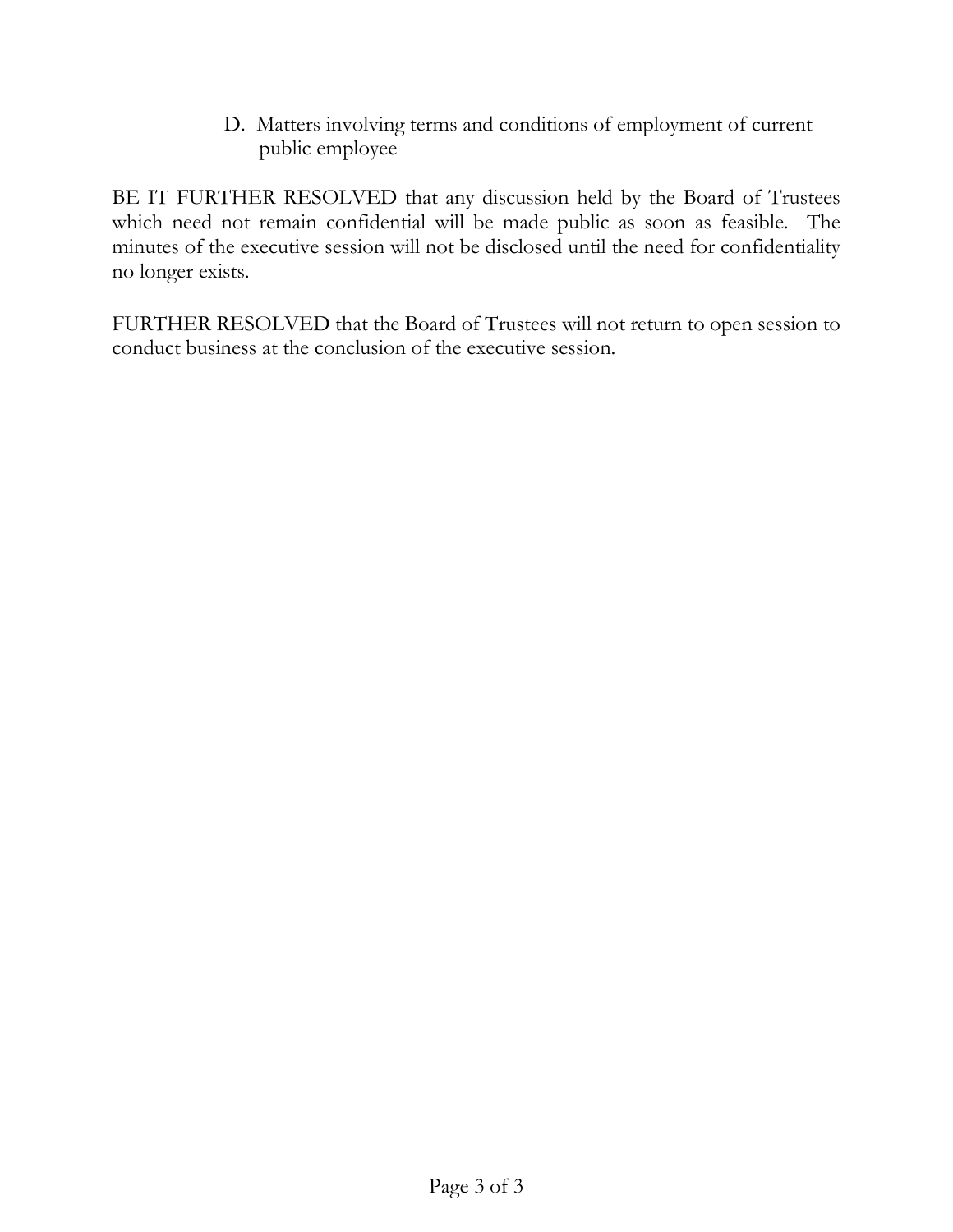D. Matters involving terms and conditions of employment of current public employee

BE IT FURTHER RESOLVED that any discussion held by the Board of Trustees which need not remain confidential will be made public as soon as feasible. The minutes of the executive session will not be disclosed until the need for confidentiality no longer exists.

FURTHER RESOLVED that the Board of Trustees will not return to open session to conduct business at the conclusion of the executive session.